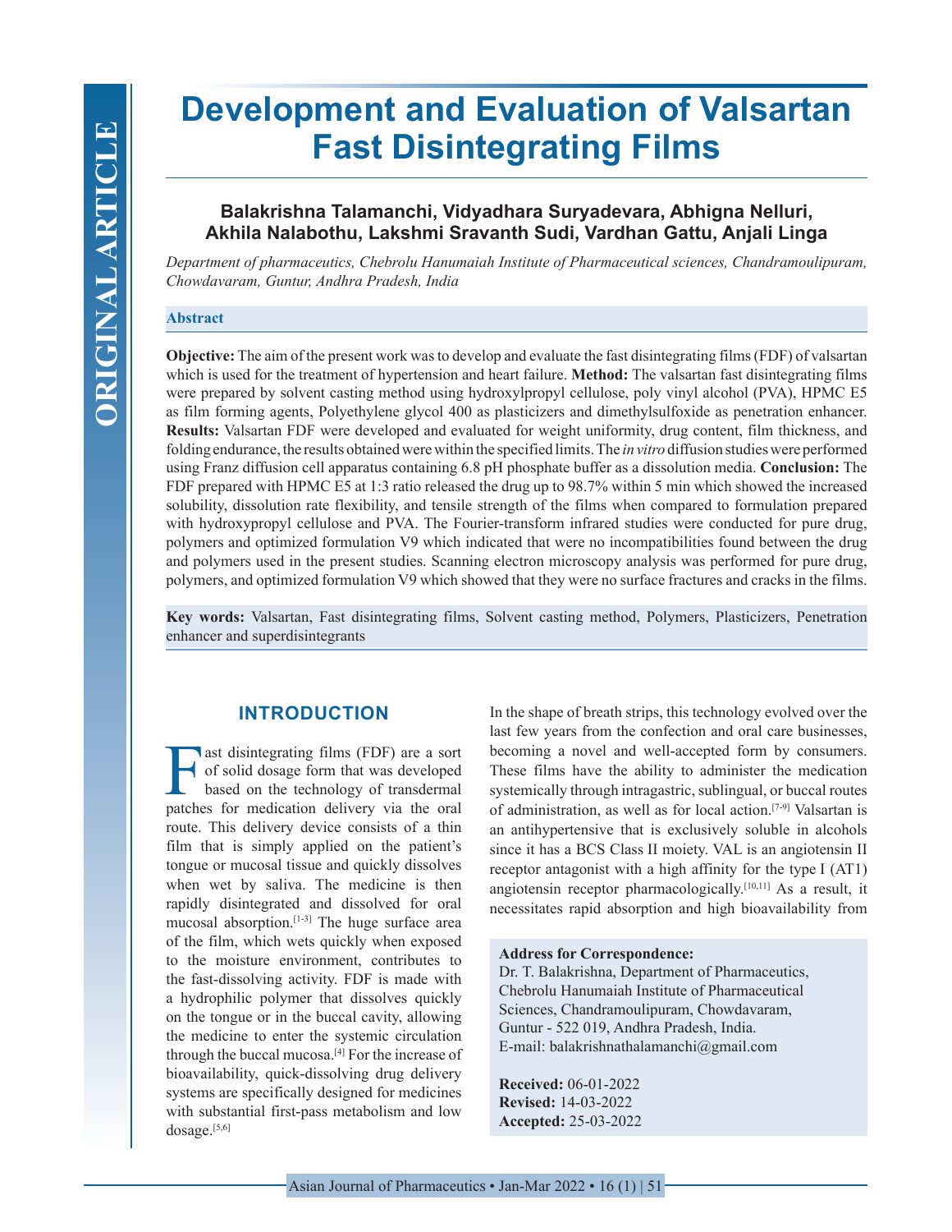ORIGINAL ARTICLE

# Development and Evaluation of Valsartan Fast Disintegrating Films

**Balakrishna Talamanchi, Vidyadhara Suryadevara, Abhigna Nelluri, Akhila Nalabothu, Lakshmi Sravanth Sudi, Vardhan Gattu, Anjali Linga**

*Department of pharmaceutics, Chebrolu Hanumaiah Institute of Pharmaceutical sciences, Chandramoulipuram, Chowdavaram, Guntur, Andhra Pradesh, India*

## Abstract

**Objective:** The aim of the present work was to develop and evaluate the fast disintegrating films (FDF) of valsartan which is used for the treatment of hypertension and heart failure. **Method:** The valsartan fast disintegrating films were prepared by solvent casting method using hydroxylpropyl cellulose, poly vinyl alcohol (PVA), HPMC E5 as film forming agents, Polyethylene glycol 400 as plasticizers and dimethylsulfoxide as penetration enhancer. **Results:** Valsartan FDF were developed and evaluated for weight uniformity, drug content, film thickness, and folding endurance, the results obtained were within the specified limits. The *in vitro* diffusion studies were performed using Franz diffusion cell apparatus containing 6.8 pH phosphate buffer as a dissolution media. **Conclusion:** The FDF prepared with HPMC E5 at 1:3 ratio released the drug up to 98.7% within 5 min which showed the increased solubility, dissolution rate flexibility, and tensile strength of the films when compared to formulation prepared with hydroxypropyl cellulose and PVA. The Fourier-transform infrared studies were conducted for pure drug, polymers and optimized formulation V9 which indicated that were no incompatibilities found between the drug and polymers used in the present studies. Scanning electron microscopy analysis was performed for pure drug, polymers, and optimized formulation V9 which showed that they were no surface fractures and cracks in the films.

**Key words:** Valsartan, Fast disintegrating films, Solvent casting method, Polymers, Plasticizers, Penetration enhancer and superdisintegrants

## INTRODUCTION

Fast disintegrating films (FDF) are a sort of solid dosage form that was developed based on the technology of transdermal patches for medication delivery via the oral route. This delivery device consists of a thin film that is simply applied on the patient's tongue or mucosal tissue and quickly dissolves when wet by saliva. The medicine is then rapidly disintegrated and dissolved for oral mucosal absorption.[1-3] The huge surface area of the film, which wets quickly when exposed to the moisture environment, contributes to the fast-dissolving activity. FDF is made with a hydrophilic polymer that dissolves quickly on the tongue or in the buccal cavity, allowing the medicine to enter the systemic circulation through the buccal mucosa.[4] For the increase of bioavailability, quick-dissolving drug delivery systems are specifically designed for medicines with substantial first-pass metabolism and low dosage.[5,6]

In the shape of breath strips, this technology evolved over the last few years from the confection and oral care businesses, becoming a novel and well-accepted form by consumers. These films have the ability to administer the medication systemically through intragastric, sublingual, or buccal routes of administration, as well as for local action.[7-9] Valsartan is an antihypertensive that is exclusively soluble in alcohols since it has a BCS Class II moiety. VAL is an angiotensin II receptor antagonist with a high affinity for the type I (AT1) angiotensin receptor pharmacologically.[10,11] As a result, it necessitates rapid absorption and high bioavailability from

**Address for Correspondence:**
Dr. T. Balakrishna, Department of Pharmaceutics, Chebrolu Hanumaiah Institute of Pharmaceutical Sciences, Chandramoulipuram, Chowdavaram, Guntur - 522 019, Andhra Pradesh, India.
E-mail: balakrishnathalamanchi@gmail.com

**Received:** 06-01-2022
**Revised:** 14-03-2022
**Accepted:** 25-03-2022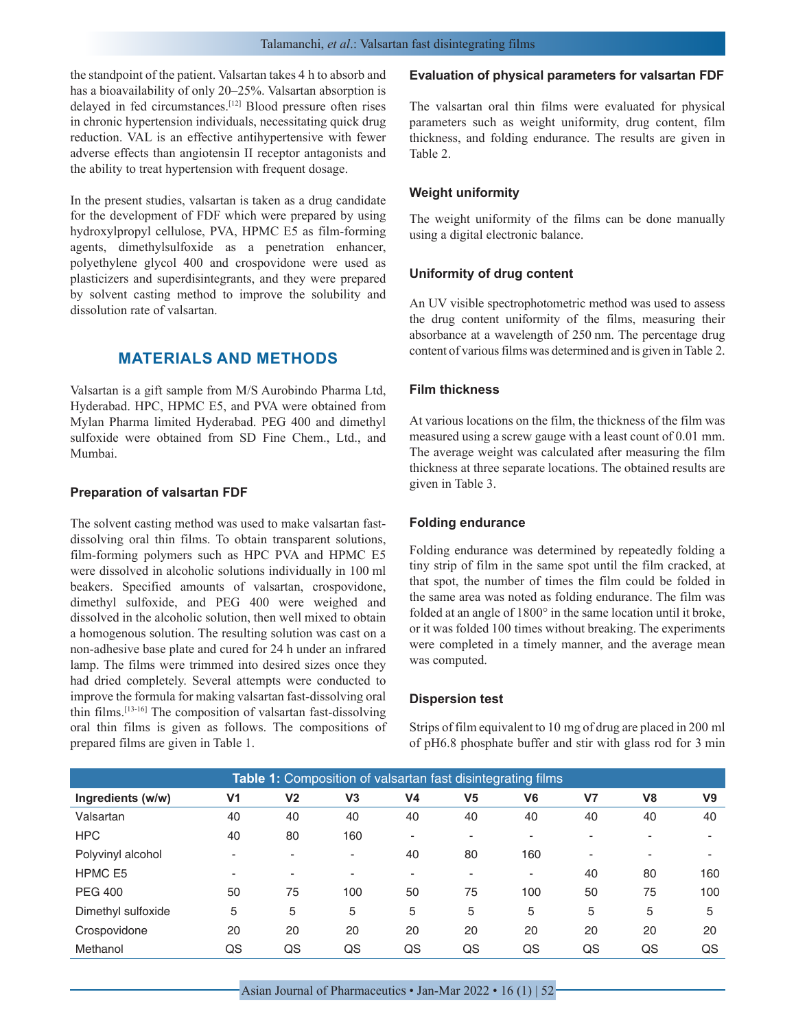the standpoint of the patient. Valsartan takes 4 h to absorb and has a bioavailability of only 20–25%. Valsartan absorption is delayed in fed circumstances.[12] Blood pressure often rises in chronic hypertension individuals, necessitating quick drug reduction. VAL is an effective antihypertensive with fewer adverse effects than angiotensin II receptor antagonists and the ability to treat hypertension with frequent dosage.

In the present studies, valsartan is taken as a drug candidate for the development of FDF which were prepared by using hydroxylpropyl cellulose, PVA, HPMC E5 as film-forming agents, dimethylsulfoxide as a penetration enhancer, polyethylene glycol 400 and crospovidone were used as plasticizers and superdisintegrants, and they were prepared by solvent casting method to improve the solubility and dissolution rate of valsartan.

## MATERIALS AND METHODS

Valsartan is a gift sample from M/S Aurobindo Pharma Ltd, Hyderabad. HPC, HPMC E5, and PVA were obtained from Mylan Pharma limited Hyderabad. PEG 400 and dimethyl sulfoxide were obtained from SD Fine Chem., Ltd., and Mumbai.

### Preparation of valsartan FDF

The solvent casting method was used to make valsartan fast-dissolving oral thin films. To obtain transparent solutions, film-forming polymers such as HPC PVA and HPMC E5 were dissolved in alcoholic solutions individually in 100 ml beakers. Specified amounts of valsartan, crospovidone, dimethyl sulfoxide, and PEG 400 were weighed and dissolved in the alcoholic solution, then well mixed to obtain a homogenous solution. The resulting solution was cast on a non-adhesive base plate and cured for 24 h under an infrared lamp. The films were trimmed into desired sizes once they had dried completely. Several attempts were conducted to improve the formula for making valsartan fast-dissolving oral thin films.[13-16] The composition of valsartan fast-dissolving oral thin films is given as follows. The compositions of prepared films are given in Table 1.

### Evaluation of physical parameters for valsartan FDF

The valsartan oral thin films were evaluated for physical parameters such as weight uniformity, drug content, film thickness, and folding endurance. The results are given in Table 2.

### Weight uniformity

The weight uniformity of the films can be done manually using a digital electronic balance.

### Uniformity of drug content

An UV visible spectrophotometric method was used to assess the drug content uniformity of the films, measuring their absorbance at a wavelength of 250 nm. The percentage drug content of various films was determined and is given in Table 2.

### Film thickness

At various locations on the film, the thickness of the film was measured using a screw gauge with a least count of 0.01 mm. The average weight was calculated after measuring the film thickness at three separate locations. The obtained results are given in Table 3.

### Folding endurance

Folding endurance was determined by repeatedly folding a tiny strip of film in the same spot until the film cracked, at that spot, the number of times the film could be folded in the same area was noted as folding endurance. The film was folded at an angle of 1800° in the same location until it broke, or it was folded 100 times without breaking. The experiments were completed in a timely manner, and the average mean was computed.

### Dispersion test

Strips of film equivalent to 10 mg of drug are placed in 200 ml of pH6.8 phosphate buffer and stir with glass rod for 3 min

**Table 1:** Composition of valsartan fast disintegrating films

| Ingredients (w/w) | V1 | V2 | V3 | V4 | V5 | V6 | V7 | V8 | V9 |
|---|---|---|---|---|---|---|---|---|---|
| Valsartan | 40 | 40 | 40 | 40 | 40 | 40 | 40 | 40 | 40 |
| HPC | 40 | 80 | 160 | - | - | - | - | - | - |
| Polyvinyl alcohol | - | - | - | 40 | 80 | 160 | - | - | - |
| HPMC E5 | - | - | - | - | - | - | 40 | 80 | 160 |
| PEG 400 | 50 | 75 | 100 | 50 | 75 | 100 | 50 | 75 | 100 |
| Dimethyl sulfoxide | 5 | 5 | 5 | 5 | 5 | 5 | 5 | 5 | 5 |
| Crospovidone | 20 | 20 | 20 | 20 | 20 | 20 | 20 | 20 | 20 |
| Methanol | QS | QS | QS | QS | QS | QS | QS | QS | QS |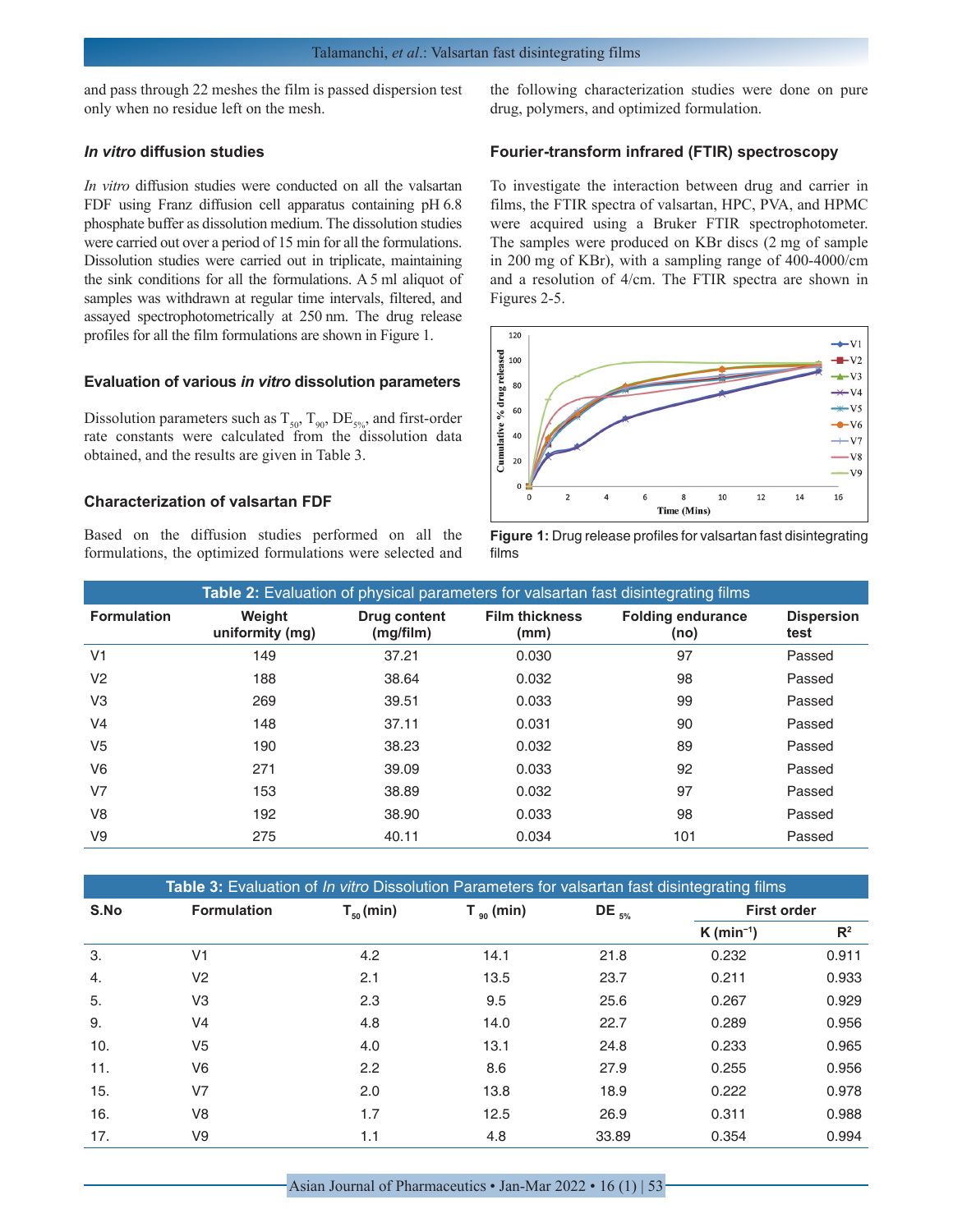and pass through 22 meshes the film is passed dispersion test only when no residue left on the mesh.

### *In vitro* diffusion studies

*In vitro* diffusion studies were conducted on all the valsartan FDF using Franz diffusion cell apparatus containing pH 6.8 phosphate buffer as dissolution medium. The dissolution studies were carried out over a period of 15 min for all the formulations. Dissolution studies were carried out in triplicate, maintaining the sink conditions for all the formulations. A 5 ml aliquot of samples was withdrawn at regular time intervals, filtered, and assayed spectrophotometrically at 250 nm. The drug release profiles for all the film formulations are shown in Figure 1.

### Evaluation of various *in vitro* dissolution parameters

Dissolution parameters such as $T_{50}$, $T_{90}$, $DE_{5\%}$, and first-order rate constants were calculated from the dissolution data obtained, and the results are given in Table 3.

### Characterization of valsartan FDF

Based on the diffusion studies performed on all the formulations, the optimized formulations were selected and the following characterization studies were done on pure drug, polymers, and optimized formulation.

### Fourier-transform infrared (FTIR) spectroscopy

To investigate the interaction between drug and carrier in films, the FTIR spectra of valsartan, HPC, PVA, and HPMC were acquired using a Bruker FTIR spectrophotometer. The samples were produced on KBr discs (2 mg of sample in 200 mg of KBr), with a sampling range of 400-4000/cm and a resolution of 4/cm. The FTIR spectra are shown in Figures 2-5.

**Figure 1:** Drug release profiles for valsartan fast disintegrating films

**Table 2:** Evaluation of physical parameters for valsartan fast disintegrating films

| Formulation | Weight uniformity (mg) | Drug content (mg/film) | Film thickness (mm) | Folding endurance (no) | Dispersion test |
|---|---|---|---|---|---|
| V1 | 149 | 37.21 | 0.030 | 97 | Passed |
| V2 | 188 | 38.64 | 0.032 | 98 | Passed |
| V3 | 269 | 39.51 | 0.033 | 99 | Passed |
| V4 | 148 | 37.11 | 0.031 | 90 | Passed |
| V5 | 190 | 38.23 | 0.032 | 89 | Passed |
| V6 | 271 | 39.09 | 0.033 | 92 | Passed |
| V7 | 153 | 38.89 | 0.032 | 97 | Passed |
| V8 | 192 | 38.90 | 0.033 | 98 | Passed |
| V9 | 275 | 40.11 | 0.034 | 101 | Passed |

**Table 3:** Evaluation of *In vitro* Dissolution Parameters for valsartan fast disintegrating films

| S.No | Formulation | $T_{50}$ (min) | $T_{90}$ (min) | $DE_{5\%}$ | First order | |
|---|---|---|---|---|---|---|
| | | | | | K ($min^{-1}$) | $R^2$ |
| 3. | V1 | 4.2 | 14.1 | 21.8 | 0.232 | 0.911 |
| 4. | V2 | 2.1 | 13.5 | 23.7 | 0.211 | 0.933 |
| 5. | V3 | 2.3 | 9.5 | 25.6 | 0.267 | 0.929 |
| 9. | V4 | 4.8 | 14.0 | 22.7 | 0.289 | 0.956 |
| 10. | V5 | 4.0 | 13.1 | 24.8 | 0.233 | 0.965 |
| 11. | V6 | 2.2 | 8.6 | 27.9 | 0.255 | 0.956 |
| 15. | V7 | 2.0 | 13.8 | 18.9 | 0.222 | 0.978 |
| 16. | V8 | 1.7 | 12.5 | 26.9 | 0.311 | 0.988 |
| 17. | V9 | 1.1 | 4.8 | 33.89 | 0.354 | 0.994 |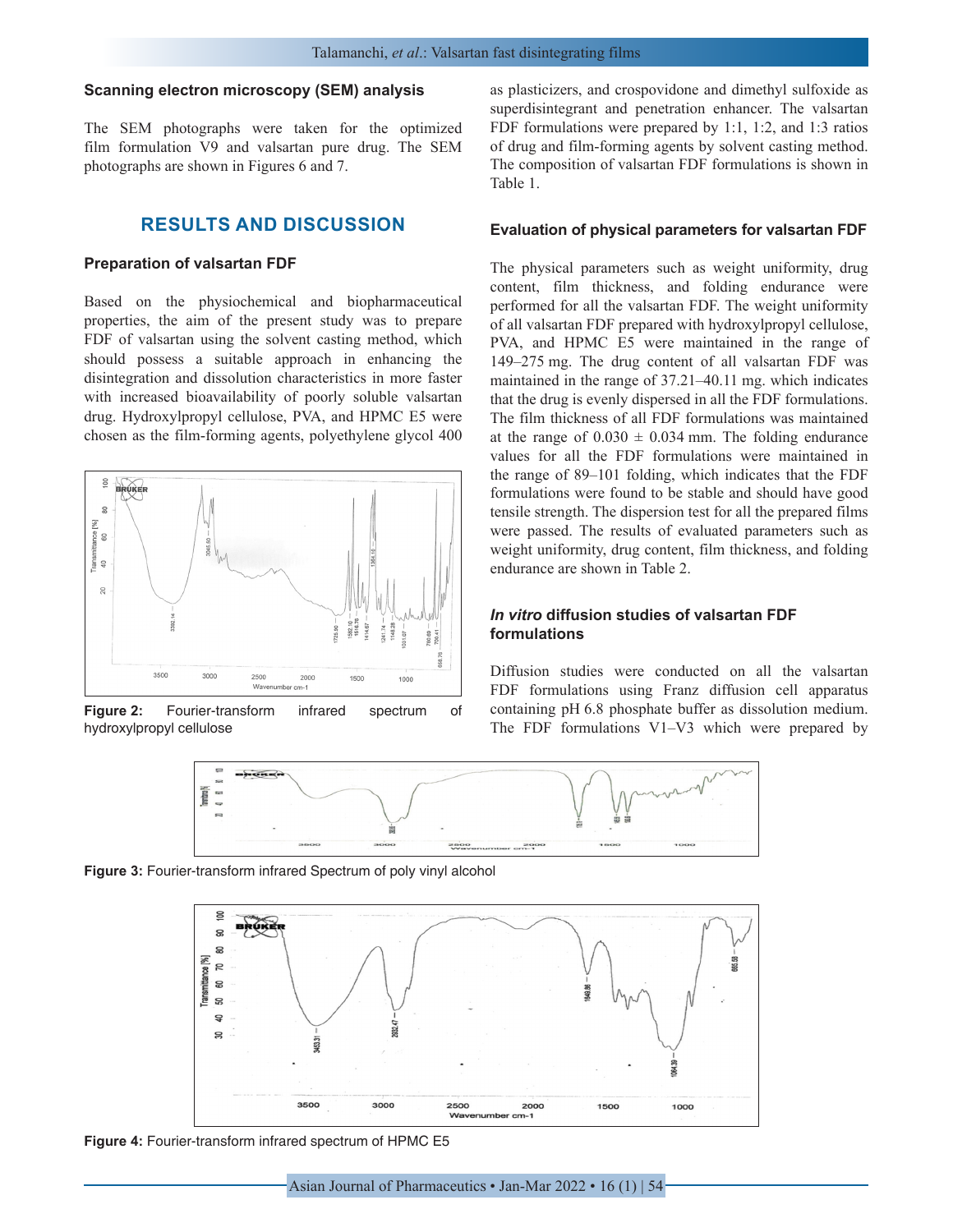### Scanning electron microscopy (SEM) analysis

The SEM photographs were taken for the optimized film formulation V9 and valsartan pure drug. The SEM photographs are shown in Figures 6 and 7.

## RESULTS AND DISCUSSION

### Preparation of valsartan FDF

Based on the physiochemical and biopharmaceutical properties, the aim of the present study was to prepare FDF of valsartan using the solvent casting method, which should possess a suitable approach in enhancing the disintegration and dissolution characteristics in more faster with increased bioavailability of poorly soluble valsartan drug. Hydroxylpropyl cellulose, PVA, and HPMC E5 were chosen as the film-forming agents, polyethylene glycol 400 as plasticizers, and crospovidone and dimethyl sulfoxide as superdisintegrant and penetration enhancer. The valsartan FDF formulations were prepared by 1:1, 1:2, and 1:3 ratios of drug and film-forming agents by solvent casting method. The composition of valsartan FDF formulations is shown in Table 1.

**Figure 2:** Fourier-transform infrared spectrum of hydroxylpropyl cellulose

### Evaluation of physical parameters for valsartan FDF

The physical parameters such as weight uniformity, drug content, film thickness, and folding endurance were performed for all the valsartan FDF. The weight uniformity of all valsartan FDF prepared with hydroxylpropyl cellulose, PVA, and HPMC E5 were maintained in the range of 149–275 mg. The drug content of all valsartan FDF was maintained in the range of 37.21–40.11 mg. which indicates that the drug is evenly dispersed in all the FDF formulations. The film thickness of all FDF formulations was maintained at the range of 0.030 ± 0.034 mm. The folding endurance values for all the FDF formulations were maintained in the range of 89–101 folding, which indicates that the FDF formulations were found to be stable and should have good tensile strength. The dispersion test for all the prepared films were passed. The results of evaluated parameters such as weight uniformity, drug content, film thickness, and folding endurance are shown in Table 2.

### *In vitro* diffusion studies of valsartan FDF formulations

Diffusion studies were conducted on all the valsartan FDF formulations using Franz diffusion cell apparatus containing pH 6.8 phosphate buffer as dissolution medium. The FDF formulations V1–V3 which were prepared by

**Figure 3:** Fourier-transform infrared Spectrum of poly vinyl alcohol

**Figure 4:** Fourier-transform infrared spectrum of HPMC E5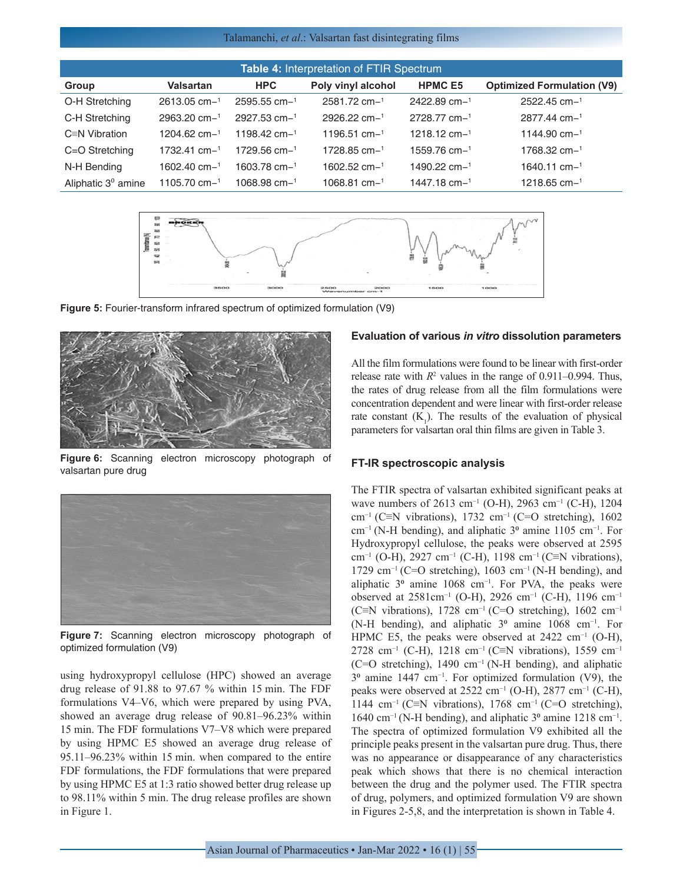**Table 4:** Interpretation of FTIR Spectrum

| Group | Valsartan | HPC | Poly vinyl alcohol | HPMC E5 | Optimized Formulation (V9) |
|---|---|---|---|---|---|
| O-H Stretching | 2613.05 $cm^{-1}$ | 2595.55 $cm^{-1}$ | 2581.72 $cm^{-1}$ | 2422.89 $cm^{-1}$ | 2522.45 $cm^{-1}$ |
| C-H Stretching | 2963.20 $cm^{-1}$ | 2927.53 $cm^{-1}$ | 2926.22 $cm^{-1}$ | 2728.77 $cm^{-1}$ | 2877.44 $cm^{-1}$ |
| C≡N Vibration | 1204.62 $cm^{-1}$ | 1198.42 $cm^{-1}$ | 1196.51 $cm^{-1}$ | 1218.12 $cm^{-1}$ | 1144.90 $cm^{-1}$ |
| C=O Stretching | 1732.41 $cm^{-1}$ | 1729.56 $cm^{-1}$ | 1728.85 $cm^{-1}$ | 1559.76 $cm^{-1}$ | 1768.32 $cm^{-1}$ |
| N-H Bending | 1602.40 $cm^{-1}$ | 1603.78 $cm^{-1}$ | 1602.52 $cm^{-1}$ | 1490.22 $cm^{-1}$ | 1640.11 $cm^{-1}$ |
| Aliphatic $3^0$ amine | 1105.70 $cm^{-1}$ | 1068.98 $cm^{-1}$ | 1068.81 $cm^{-1}$ | 1447.18 $cm^{-1}$ | 1218.65 $cm^{-1}$ |

**Figure 5:** Fourier-transform infrared spectrum of optimized formulation (V9)

**Figure 6:** Scanning electron microscopy photograph of valsartan pure drug

**Figure 7:** Scanning electron microscopy photograph of optimized formulation (V9)

using hydroxypropyl cellulose (HPC) showed an average drug release of 91.88 to 97.67 % within 15 min. The FDF formulations V4–V6, which were prepared by using PVA, showed an average drug release of 90.81–96.23% within 15 min. The FDF formulations V7–V8 which were prepared by using HPMC E5 showed an average drug release of 95.11–96.23% within 15 min. when compared to the entire FDF formulations, the FDF formulations that were prepared by using HPMC E5 at 1:3 ratio showed better drug release up to 98.11% within 5 min. The drug release profiles are shown in Figure 1.

### Evaluation of various *in vitro* dissolution parameters

All the film formulations were found to be linear with first-order release rate with $R^2$ values in the range of 0.911–0.994. Thus, the rates of drug release from all the film formulations were concentration dependent and were linear with first-order release rate constant ($K_1$). The results of the evaluation of physical parameters for valsartan oral thin films are given in Table 3.

### FT-IR spectroscopic analysis

The FTIR spectra of valsartan exhibited significant peaks at wave numbers of 2613 $cm^{-1}$ (O-H), 2963 $cm^{-1}$ (C-H), 1204 $cm^{-1}$ (C≡N vibrations), 1732 $cm^{-1}$ (C=O stretching), 1602 $cm^{-1}$ (N-H bending), and aliphatic $3^o$ amine 1105 $cm^{-1}$. For Hydroxypropyl cellulose, the peaks were observed at 2595 $cm^{-1}$ (O-H), 2927 $cm^{-1}$ (C-H), 1198 $cm^{-1}$ (C≡N vibrations), 1729 $cm^{-1}$ (C=O stretching), 1603 $cm^{-1}$ (N-H bending), and aliphatic $3^o$ amine 1068 $cm^{-1}$. For PVA, the peaks were observed at 2581$cm^{-1}$ (O-H), 2926 $cm^{-1}$ (C-H), 1196 $cm^{-1}$ (C≡N vibrations), 1728 $cm^{-1}$ (C=O stretching), 1602 $cm^{-1}$ (N-H bending), and aliphatic $3^o$ amine 1068 $cm^{-1}$. For HPMC E5, the peaks were observed at 2422 $cm^{-1}$ (O-H), 2728 $cm^{-1}$ (C-H), 1218 $cm^{-1}$ (C≡N vibrations), 1559 $cm^{-1}$ (C=O stretching), 1490 $cm^{-1}$ (N-H bending), and aliphatic $3^o$ amine 1447 $cm^{-1}$. For optimized formulation (V9), the peaks were observed at 2522 $cm^{-1}$ (O-H), 2877 $cm^{-1}$ (C-H), 1144 $cm^{-1}$ (C≡N vibrations), 1768 $cm^{-1}$ (C=O stretching), 1640 $cm^{-1}$ (N-H bending), and aliphatic $3^o$ amine 1218 $cm^{-1}$. The spectra of optimized formulation V9 exhibited all the principle peaks present in the valsartan pure drug. Thus, there was no appearance or disappearance of any characteristics peak which shows that there is no chemical interaction between the drug and the polymer used. The FTIR spectra of drug, polymers, and optimized formulation V9 are shown in Figures 2-5,8, and the interpretation is shown in Table 4.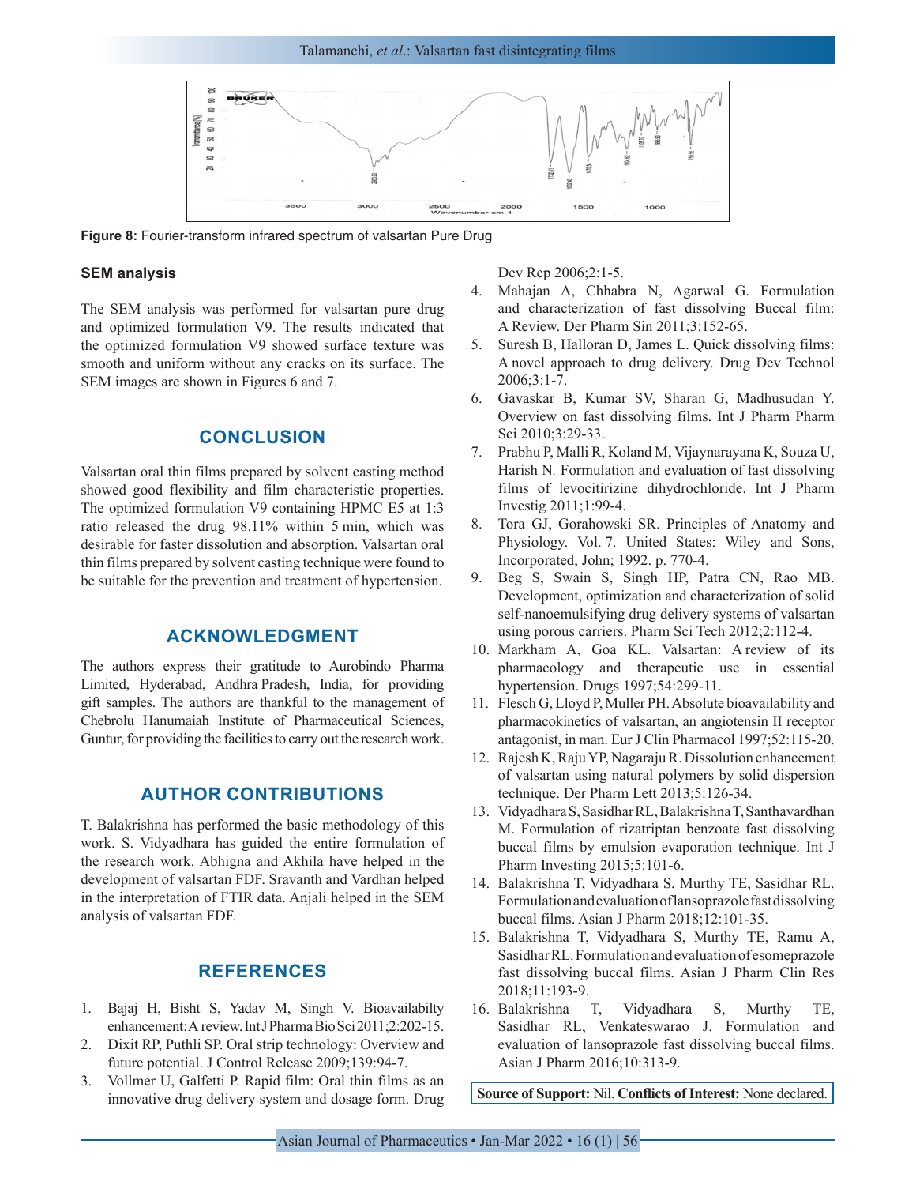BRUKER

Transmittance [%]

20 30 40 50 60 70 80 90 100

2958.20

1732.41

1602.40

1471.54

1364.62

1168.73

986.55

756.52

3500 3000 2500 2000 1500 1000

Wavenumber cm-1

**Figure 8:** Fourier-transform infrared spectrum of valsartan Pure Drug

### SEM analysis

The SEM analysis was performed for valsartan pure drug and optimized formulation V9. The results indicated that the optimized formulation V9 showed surface texture was smooth and uniform without any cracks on its surface. The SEM images are shown in Figures 6 and 7.

## CONCLUSION

Valsartan oral thin films prepared by solvent casting method showed good flexibility and film characteristic properties. The optimized formulation V9 containing HPMC E5 at 1:3 ratio released the drug 98.11% within 5 min, which was desirable for faster dissolution and absorption. Valsartan oral thin films prepared by solvent casting technique were found to be suitable for the prevention and treatment of hypertension.

## ACKNOWLEDGMENT

The authors express their gratitude to Aurobindo Pharma Limited, Hyderabad, Andhra Pradesh, India, for providing gift samples. The authors are thankful to the management of Chebrolu Hanumaiah Institute of Pharmaceutical Sciences, Guntur, for providing the facilities to carry out the research work.

## AUTHOR CONTRIBUTIONS

T. Balakrishna has performed the basic methodology of this work. S. Vidyadhara has guided the entire formulation of the research work. Abhigna and Akhila have helped in the development of valsartan FDF. Sravanth and Vardhan helped in the interpretation of FTIR data. Anjali helped in the SEM analysis of valsartan FDF.

## REFERENCES

1. Bajaj H, Bisht S, Yadav M, Singh V. Bioavailabilty enhancement: A review. Int J Pharma Bio Sci 2011;2:202-15.
2. Dixit RP, Puthli SP. Oral strip technology: Overview and future potential. J Control Release 2009;139:94-7.
3. Vollmer U, Galfetti P. Rapid film: Oral thin films as an innovative drug delivery system and dosage form. Drug Dev Rep 2006;2:1-5.
4. Mahajan A, Chhabra N, Agarwal G. Formulation and characterization of fast dissolving Buccal film: A Review. Der Pharm Sin 2011;3:152-65.
5. Suresh B, Halloran D, James L. Quick dissolving films: A novel approach to drug delivery. Drug Dev Technol 2006;3:1-7.
6. Gavaskar B, Kumar SV, Sharan G, Madhusudan Y. Overview on fast dissolving films. Int J Pharm Pharm Sci 2010;3:29-33.
7. Prabhu P, Malli R, Koland M, Vijaynarayana K, Souza U, Harish N. Formulation and evaluation of fast dissolving films of levocitirizine dihydrochloride. Int J Pharm Investig 2011;1:99-4.
8. Tora GJ, Gorahowski SR. Principles of Anatomy and Physiology. Vol. 7. United States: Wiley and Sons, Incorporated, John; 1992. p. 770-4.
9. Beg S, Swain S, Singh HP, Patra CN, Rao MB. Development, optimization and characterization of solid self-nanoemulsifying drug delivery systems of valsartan using porous carriers. Pharm Sci Tech 2012;2:112-4.
10. Markham A, Goa KL. Valsartan: A review of its pharmacology and therapeutic use in essential hypertension. Drugs 1997;54:299-11.
11. Flesch G, Lloyd P, Muller PH. Absolute bioavailability and pharmacokinetics of valsartan, an angiotensin II receptor antagonist, in man. Eur J Clin Pharmacol 1997;52:115-20.
12. Rajesh K, Raju YP, Nagaraju R. Dissolution enhancement of valsartan using natural polymers by solid dispersion technique. Der Pharm Lett 2013;5:126-34.
13. Vidyadhara S, Sasidhar RL, Balakrishna T, Santhavardhan M. Formulation of rizatriptan benzoate fast dissolving buccal films by emulsion evaporation technique. Int J Pharm Investing 2015;5:101-6.
14. Balakrishna T, Vidyadhara S, Murthy TE, Sasidhar RL. Formulation and evaluation of lansoprazole fast dissolving buccal films. Asian J Pharm 2018;12:101-35.
15. Balakrishna T, Vidyadhara S, Murthy TE, Ramu A, Sasidhar RL. Formulation and evaluation of esomeprazole fast dissolving buccal films. Asian J Pharm Clin Res 2018;11:193-9.
16. Balakrishna T, Vidyadhara S, Murthy TE, Sasidhar RL, Venkateswarao J. Formulation and evaluation of lansoprazole fast dissolving buccal films. Asian J Pharm 2016;10:313-9.

**Source of Support:** Nil. **Conflicts of Interest:** None declared.